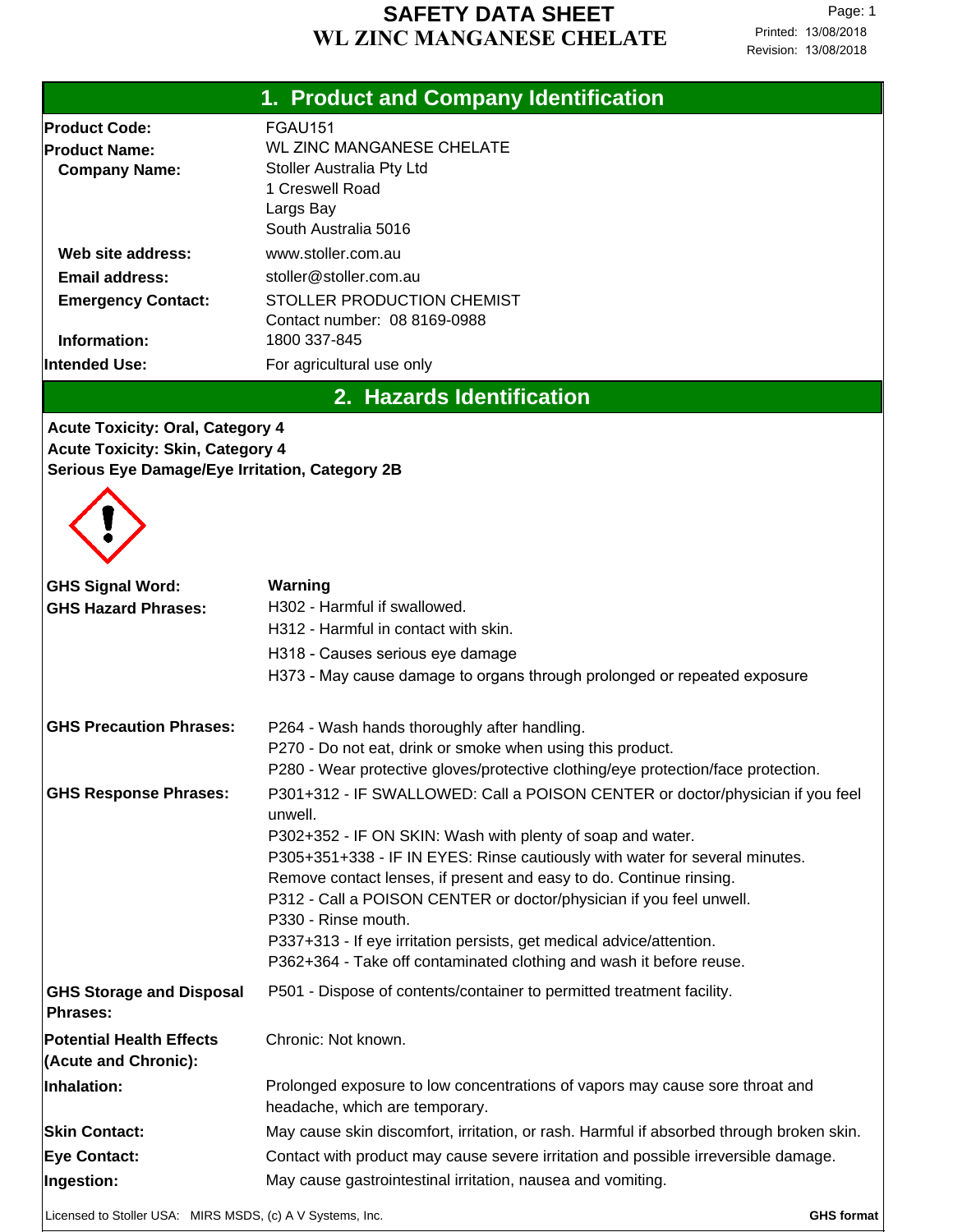# SAFETY DATA SHEET
# WL ZINC MANGANESE CHELATE

Printed: 13/08/2018
Revision: 13/08/2018

## 1. Product and Company Identification

**Product Code:** FGAU151

**Product Name:** WL ZINC MANGANESE CHELATE

**Company Name:** Stoller Australia Pty Ltd
1 Creswell Road
Largs Bay
South Australia 5016

**Web site address:** www.stoller.com.au

**Email address:** stoller@stoller.com.au

**Emergency Contact:** STOLLER PRODUCTION CHEMIST
Contact number: 08 8169-0988

**Information:** 1800 337-845

**Intended Use:** For agricultural use only

## 2. Hazards Identification

**Acute Toxicity: Oral, Category 4**
**Acute Toxicity: Skin, Category 4**
**Serious Eye Damage/Eye Irritation, Category 2B**

**GHS Signal Word:** **Warning**

**GHS Hazard Phrases:**
H302 - Harmful if swallowed.
H312 - Harmful in contact with skin.
H318 - Causes serious eye damage
H373 - May cause damage to organs through prolonged or repeated exposure

**GHS Precaution Phrases:**
P264 - Wash hands thoroughly after handling.
P270 - Do not eat, drink or smoke when using this product.
P280 - Wear protective gloves/protective clothing/eye protection/face protection.

**GHS Response Phrases:**
P301+312 - IF SWALLOWED: Call a POISON CENTER or doctor/physician if you feel unwell.
P302+352 - IF ON SKIN: Wash with plenty of soap and water.
P305+351+338 - IF IN EYES: Rinse cautiously with water for several minutes. Remove contact lenses, if present and easy to do. Continue rinsing.
P312 - Call a POISON CENTER or doctor/physician if you feel unwell.
P330 - Rinse mouth.
P337+313 - If eye irritation persists, get medical advice/attention.
P362+364 - Take off contaminated clothing and wash it before reuse.

**GHS Storage and Disposal Phrases:**
P501 - Dispose of contents/container to permitted treatment facility.

**Potential Health Effects (Acute and Chronic):** Chronic: Not known.

**Inhalation:** Prolonged exposure to low concentrations of vapors may cause sore throat and headache, which are temporary.

**Skin Contact:** May cause skin discomfort, irritation, or rash. Harmful if absorbed through broken skin.

**Eye Contact:** Contact with product may cause severe irritation and possible irreversible damage.

**Ingestion:** May cause gastrointestinal irritation, nausea and vomiting.

Licensed to Stoller USA: MIRS MSDS, (c) A V Systems, Inc. **GHS format**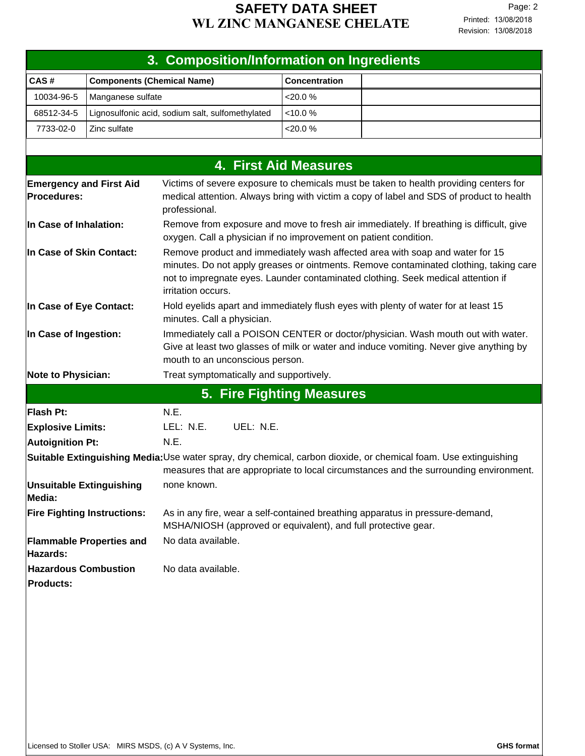## 3. Composition/Information on Ingredients

| CAS # | Components (Chemical Name) | Concentration | |
|---|---|---|---|
| 10034-96-5 | Manganese sulfate | <20.0 % | |
| 68512-34-5 | Lignosulfonic acid, sodium salt, sulfomethylated | <10.0 % | |
| 7733-02-0 | Zinc sulfate | <20.0 % | |

## 4. First Aid Measures

**Emergency and First Aid Procedures:** Victims of severe exposure to chemicals must be taken to health providing centers for medical attention. Always bring with victim a copy of label and SDS of product to health professional.

**In Case of Inhalation:** Remove from exposure and move to fresh air immediately. If breathing is difficult, give oxygen. Call a physician if no improvement on patient condition.

**In Case of Skin Contact:** Remove product and immediately wash affected area with soap and water for 15 minutes. Do not apply greases or ointments. Remove contaminated clothing, taking care not to impregnate eyes. Launder contaminated clothing. Seek medical attention if irritation occurs.

**In Case of Eye Contact:** Hold eyelids apart and immediately flush eyes with plenty of water for at least 15 minutes. Call a physician.

**In Case of Ingestion:** Immediately call a POISON CENTER or doctor/physician. Wash mouth out with water. Give at least two glasses of milk or water and induce vomiting. Never give anything by mouth to an unconscious person.

**Note to Physician:** Treat symptomatically and supportively.

## 5. Fire Fighting Measures

**Flash Pt:** N.E.

**Explosive Limits:** LEL: N.E. UEL: N.E.

**Autoignition Pt:** N.E.

**Suitable Extinguishing Media:** Use water spray, dry chemical, carbon dioxide, or chemical foam. Use extinguishing measures that are appropriate to local circumstances and the surrounding environment.

**Unsuitable Extinguishing Media:** none known.

**Fire Fighting Instructions:** As in any fire, wear a self-contained breathing apparatus in pressure-demand, MSHA/NIOSH (approved or equivalent), and full protective gear.

**Flammable Properties and Hazards:** No data available.

**Hazardous Combustion Products:** No data available.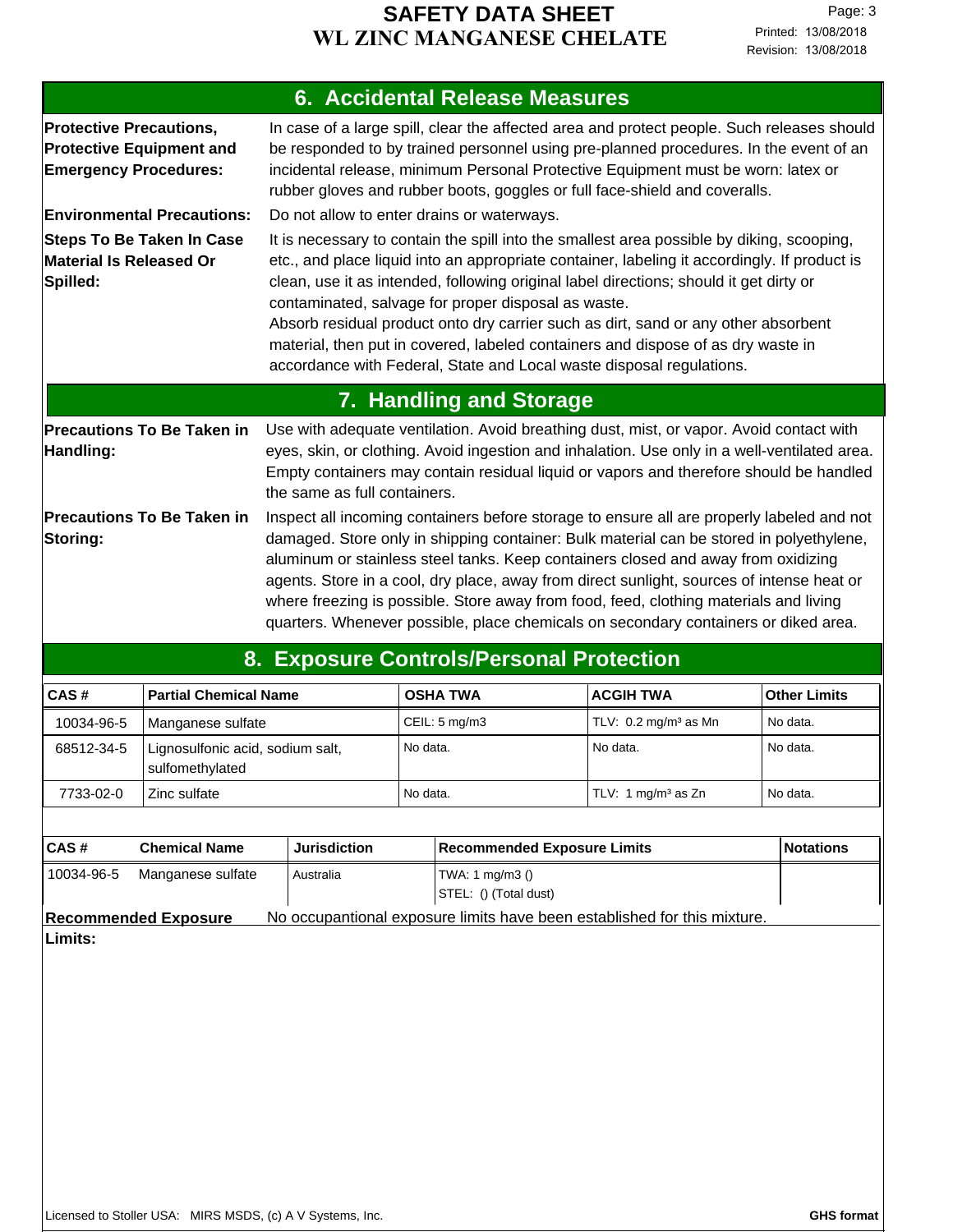## 6. Accidental Release Measures

**Protective Precautions, Protective Equipment and Emergency Procedures:** In case of a large spill, clear the affected area and protect people. Such releases should be responded to by trained personnel using pre-planned procedures. In the event of an incidental release, minimum Personal Protective Equipment must be worn: latex or rubber gloves and rubber boots, goggles or full face-shield and coveralls.

**Environmental Precautions:** Do not allow to enter drains or waterways.

**Steps To Be Taken In Case Material Is Released Or Spilled:** It is necessary to contain the spill into the smallest area possible by diking, scooping, etc., and place liquid into an appropriate container, labeling it accordingly. If product is clean, use it as intended, following original label directions; should it get dirty or contaminated, salvage for proper disposal as waste.
Absorb residual product onto dry carrier such as dirt, sand or any other absorbent material, then put in covered, labeled containers and dispose of as dry waste in accordance with Federal, State and Local waste disposal regulations.

## 7. Handling and Storage

**Precautions To Be Taken in Handling:** Use with adequate ventilation. Avoid breathing dust, mist, or vapor. Avoid contact with eyes, skin, or clothing. Avoid ingestion and inhalation. Use only in a well-ventilated area. Empty containers may contain residual liquid or vapors and therefore should be handled the same as full containers.

**Precautions To Be Taken in Storing:** Inspect all incoming containers before storage to ensure all are properly labeled and not damaged. Store only in shipping container: Bulk material can be stored in polyethylene, aluminum or stainless steel tanks. Keep containers closed and away from oxidizing agents. Store in a cool, dry place, away from direct sunlight, sources of intense heat or where freezing is possible. Store away from food, feed, clothing materials and living quarters. Whenever possible, place chemicals on secondary containers or diked area.

## 8. Exposure Controls/Personal Protection

| CAS # | Partial Chemical Name | OSHA TWA | ACGIH TWA | Other Limits |
|---|---|---|---|---|
| 10034-96-5 | Manganese sulfate | CEIL: 5 mg/m3 | TLV: 0.2 mg/m³ as Mn | No data. |
| 68512-34-5 | Lignosulfonic acid, sodium salt, sulfomethylated | No data. | No data. | No data. |
| 7733-02-0 | Zinc sulfate | No data. | TLV: 1 mg/m³ as Zn | No data. |

| CAS # | Chemical Name | Jurisdiction | Recommended Exposure Limits | Notations |
|---|---|---|---|---|
| 10034-96-5 | Manganese sulfate | Australia | TWA: 1 mg/m3 ()<br>STEL: () (Total dust) | |

**Recommended Exposure Limits:** No occupantional exposure limits have been established for this mixture.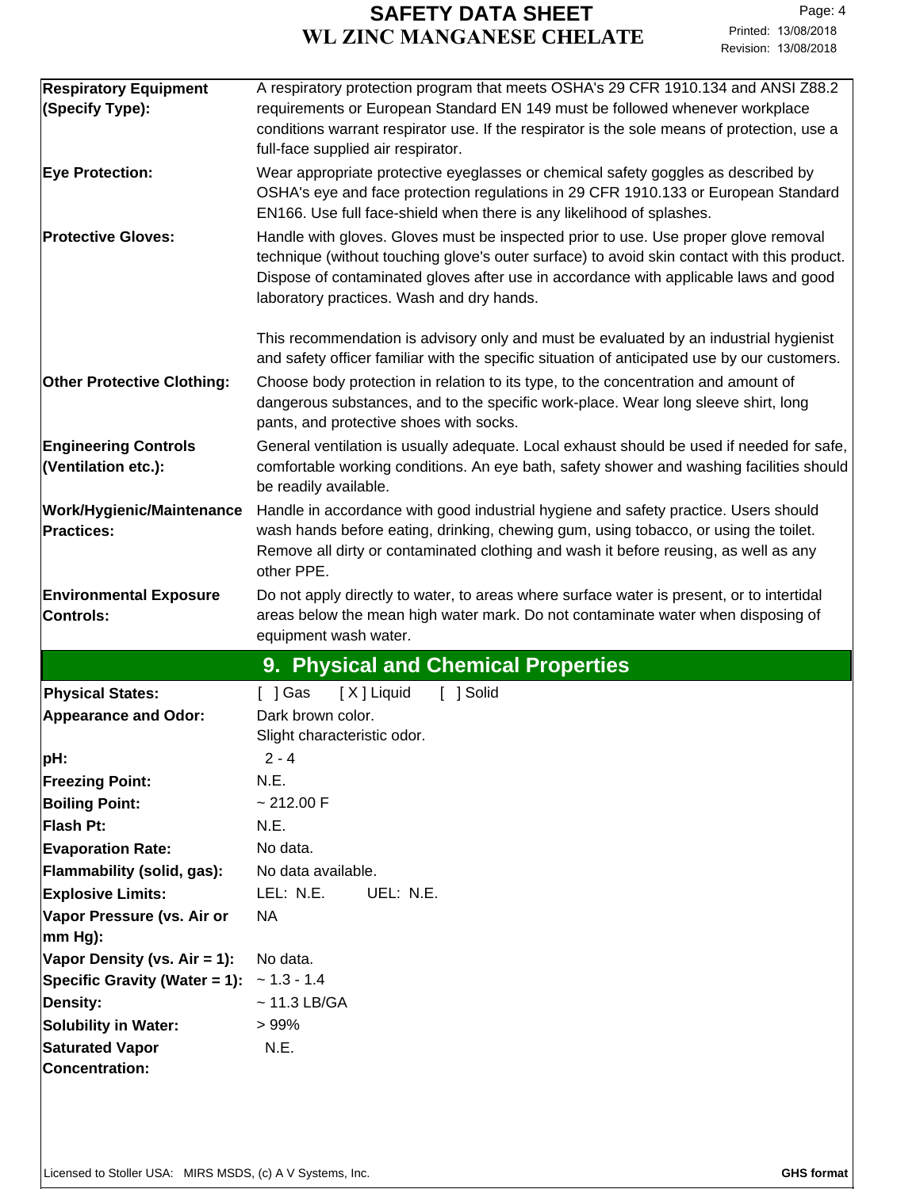| | |
|---|---|
| **Respiratory Equipment (Specify Type):** | A respiratory protection program that meets OSHA's 29 CFR 1910.134 and ANSI Z88.2 requirements or European Standard EN 149 must be followed whenever workplace conditions warrant respirator use. If the respirator is the sole means of protection, use a full-face supplied air respirator. |
| **Eye Protection:** | Wear appropriate protective eyeglasses or chemical safety goggles as described by OSHA's eye and face protection regulations in 29 CFR 1910.133 or European Standard EN166. Use full face-shield when there is any likelihood of splashes. |
| **Protective Gloves:** | Handle with gloves. Gloves must be inspected prior to use. Use proper glove removal technique (without touching glove's outer surface) to avoid skin contact with this product. Dispose of contaminated gloves after use in accordance with applicable laws and good laboratory practices. Wash and dry hands.<br><br>This recommendation is advisory only and must be evaluated by an industrial hygienist and safety officer familiar with the specific situation of anticipated use by our customers. |
| **Other Protective Clothing:** | Choose body protection in relation to its type, to the concentration and amount of dangerous substances, and to the specific work-place. Wear long sleeve shirt, long pants, and protective shoes with socks. |
| **Engineering Controls (Ventilation etc.):** | General ventilation is usually adequate. Local exhaust should be used if needed for safe, comfortable working conditions. An eye bath, safety shower and washing facilities should be readily available. |
| **Work/Hygienic/Maintenance Practices:** | Handle in accordance with good industrial hygiene and safety practice. Users should wash hands before eating, drinking, chewing gum, using tobacco, or using the toilet. Remove all dirty or contaminated clothing and wash it before reusing, as well as any other PPE. |
| **Environmental Exposure Controls:** | Do not apply directly to water, to areas where surface water is present, or to intertidal areas below the mean high water mark. Do not contaminate water when disposing of equipment wash water. |

## 9. Physical and Chemical Properties

| | |
|---|---|
| **Physical States:** | [ ] Gas [X] Liquid [ ] Solid |
| **Appearance and Odor:** | Dark brown color.<br>Slight characteristic odor. |
| **pH:** | 2 - 4 |
| **Freezing Point:** | N.E. |
| **Boiling Point:** | ~ 212.00 F |
| **Flash Pt:** | N.E. |
| **Evaporation Rate:** | No data. |
| **Flammability (solid, gas):** | No data available. |
| **Explosive Limits:** | LEL: N.E. UEL: N.E. |
| **Vapor Pressure (vs. Air or mm Hg):** | NA |
| **Vapor Density (vs. Air = 1):** | No data. |
| **Specific Gravity (Water = 1):** | ~ 1.3 - 1.4 |
| **Density:** | ~ 11.3 LB/GA |
| **Solubility in Water:** | > 99% |
| **Saturated Vapor Concentration:** | N.E. |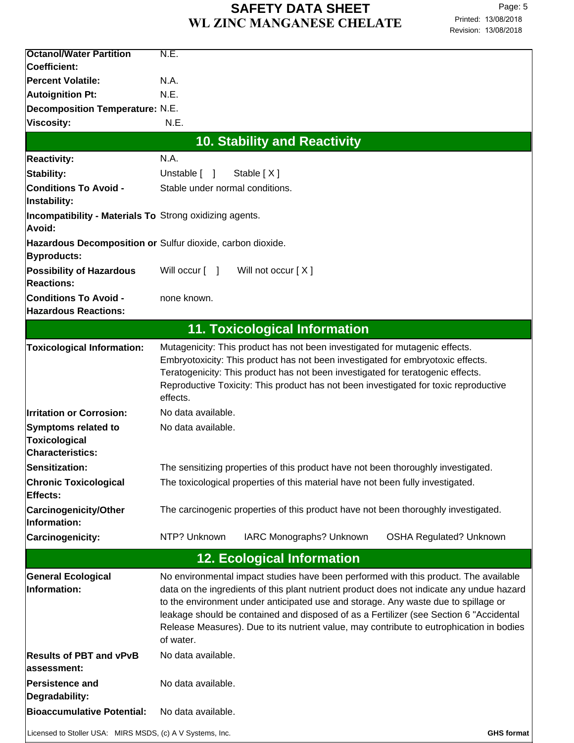| | |
|---|---|
| **Octanol/Water Partition Coefficient:** | N.E. |
| **Percent Volatile:** | N.A. |
| **Autoignition Pt:** | N.E. |
| **Decomposition Temperature:** | N.E. |
| **Viscosity:** | N.E. |

## 10. Stability and Reactivity

| | |
|---|---|
| **Reactivity:** | N.A. |
| **Stability:** | Unstable [ ]     Stable [ X ] |
| **Conditions To Avoid - Instability:** | Stable under normal conditions. |
| **Incompatibility - Materials To Avoid:** | Strong oxidizing agents. |
| **Hazardous Decomposition or Byproducts:** | Sulfur dioxide, carbon dioxide. |
| **Possibility of Hazardous Reactions:** | Will occur [ ]     Will not occur [ X ] |
| **Conditions To Avoid - Hazardous Reactions:** | none known. |

## 11. Toxicological Information

| | |
|---|---|
| **Toxicological Information:** | Mutagenicity: This product has not been investigated for mutagenic effects. Embryotoxicity: This product has not been investigated for embryotoxic effects. Teratogenicity: This product has not been investigated for teratogenic effects. Reproductive Toxicity: This product has not been investigated for toxic reproductive effects. |
| **Irritation or Corrosion:** | No data available. |
| **Symptoms related to Toxicological Characteristics:** | No data available. |
| **Sensitization:** | The sensitizing properties of this product have not been thoroughly investigated. |
| **Chronic Toxicological Effects:** | The toxicological properties of this material have not been fully investigated. |
| **Carcinogenicity/Other Information:** | The carcinogenic properties of this product have not been thoroughly investigated. |
| **Carcinogenicity:** | NTP? Unknown     IARC Monographs? Unknown     OSHA Regulated? Unknown |

## 12. Ecological Information

| | |
|---|---|
| **General Ecological Information:** | No environmental impact studies have been performed with this product. The available data on the ingredients of this plant nutrient product does not indicate any undue hazard to the environment under anticipated use and storage. Any waste due to spillage or leakage should be contained and disposed of as a Fertilizer (see Section 6 "Accidental Release Measures). Due to its nutrient value, may contribute to eutrophication in bodies of water. |
| **Results of PBT and vPvB assessment:** | No data available. |
| **Persistence and Degradability:** | No data available. |
| **Bioaccumulative Potential:** | No data available. |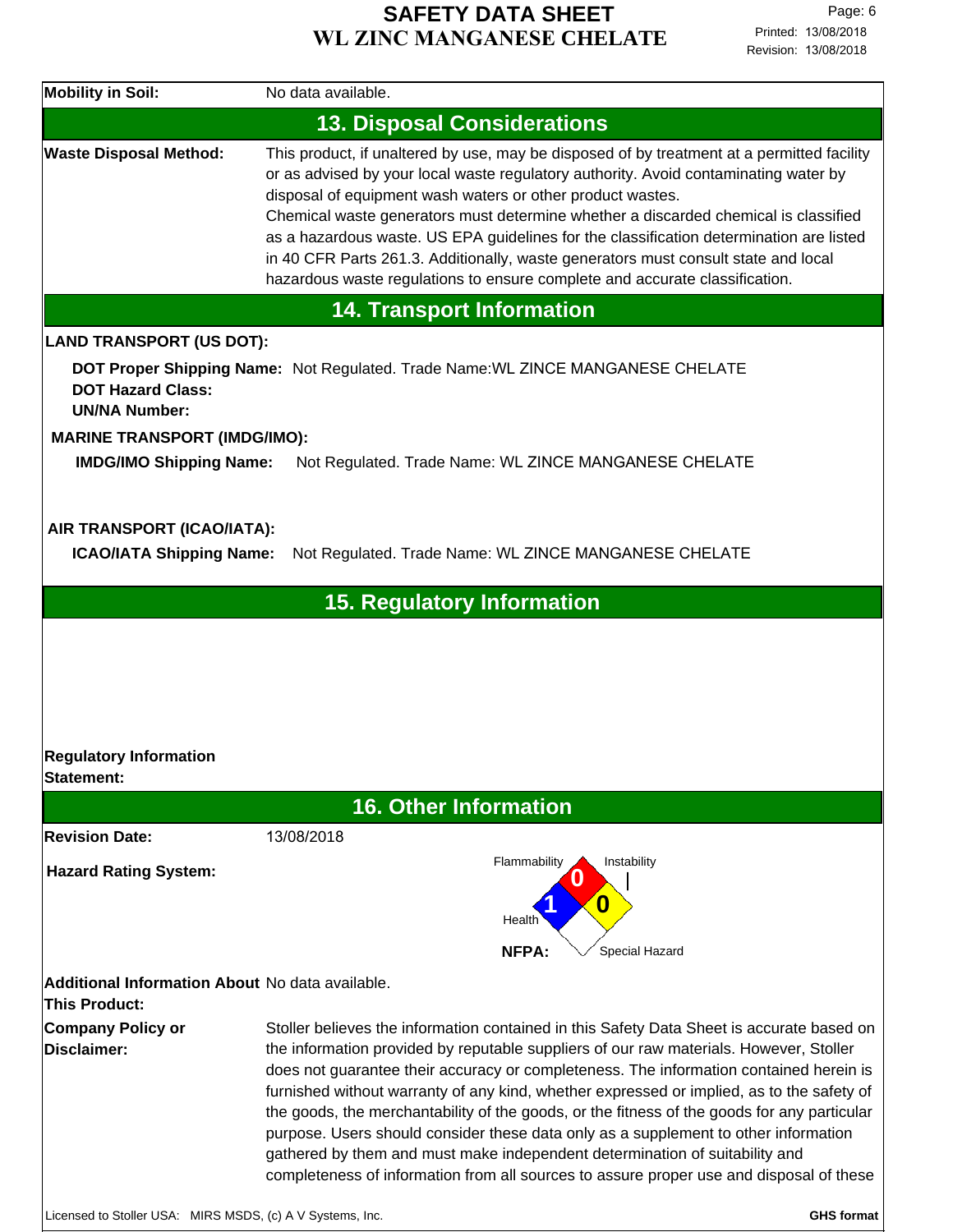**Mobility in Soil:** No data available.

## 13. Disposal Considerations

**Waste Disposal Method:** This product, if unaltered by use, may be disposed of by treatment at a permitted facility or as advised by your local waste regulatory authority. Avoid contaminating water by disposal of equipment wash waters or other product wastes.
Chemical waste generators must determine whether a discarded chemical is classified as a hazardous waste. US EPA guidelines for the classification determination are listed in 40 CFR Parts 261.3. Additionally, waste generators must consult state and local hazardous waste regulations to ensure complete and accurate classification.

## 14. Transport Information

**LAND TRANSPORT (US DOT):**

**DOT Proper Shipping Name:** Not Regulated. Trade Name:WL ZINCE MANGANESE CHELATE
**DOT Hazard Class:**
**UN/NA Number:**

**MARINE TRANSPORT (IMDG/IMO):**

**IMDG/IMO Shipping Name:** Not Regulated. Trade Name: WL ZINCE MANGANESE CHELATE

**AIR TRANSPORT (ICAO/IATA):**

**ICAO/IATA Shipping Name:** Not Regulated. Trade Name: WL ZINCE MANGANESE CHELATE

## 15. Regulatory Information

**Regulatory Information Statement:**

## 16. Other Information

**Revision Date:** 13/08/2018

**Hazard Rating System:**

NFPA: Flammability 0, Health 1, Instability 0, Special Hazard (blank)

**Additional Information About This Product:** No data available.

**Company Policy or Disclaimer:** Stoller believes the information contained in this Safety Data Sheet is accurate based on the information provided by reputable suppliers of our raw materials. However, Stoller does not guarantee their accuracy or completeness. The information contained herein is furnished without warranty of any kind, whether expressed or implied, as to the safety of the goods, the merchantability of the goods, or the fitness of the goods for any particular purpose. Users should consider these data only as a supplement to other information gathered by them and must make independent determination of suitability and completeness of information from all sources to assure proper use and disposal of these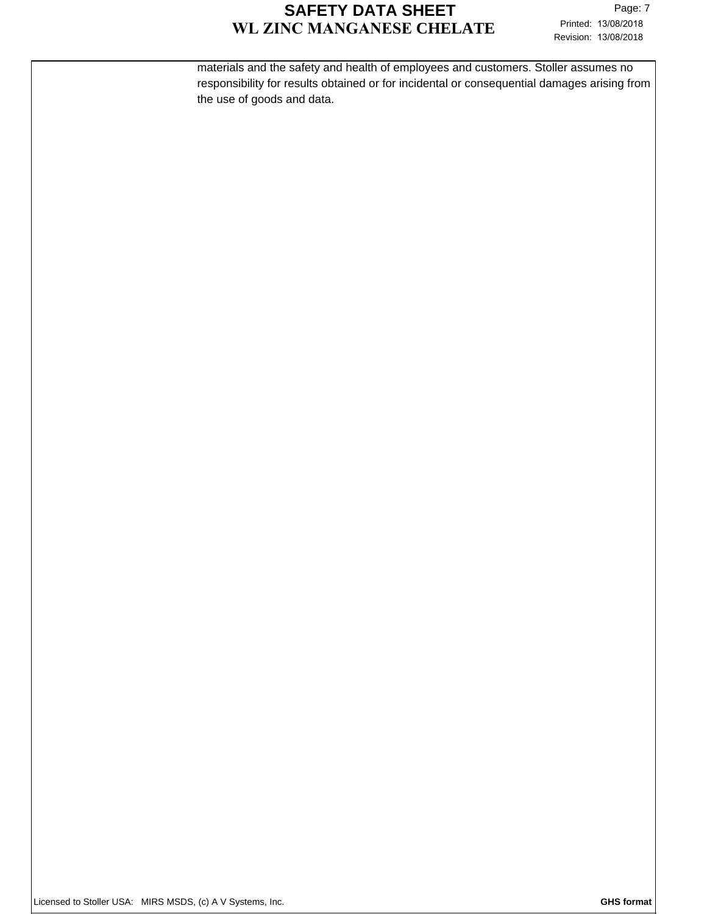materials and the safety and health of employees and customers. Stoller assumes no responsibility for results obtained or for incidental or consequential damages arising from the use of goods and data.